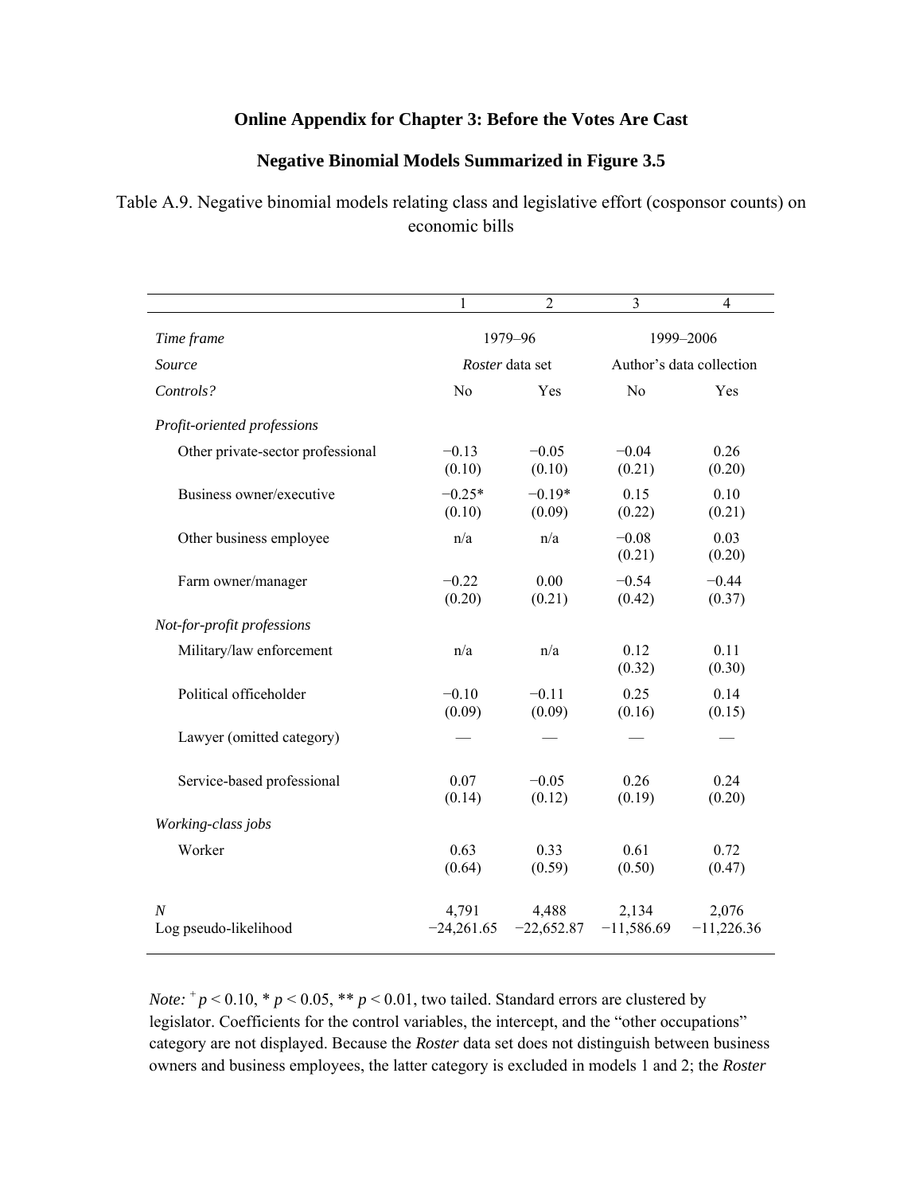**Online Appendix for Chapter 3: Before the Votes Are Cast**

**Negative Binomial Models Summarized in Figure 3.5**

Table A.9. Negative binomial models relating class and legislative effort (cosponsor counts) on economic bills

| | 1 | 2 | 3 | 4 |
|---|---|---|---|---|
| *Time frame* | 1979–96 | | 1999–2006 | |
| *Source* | *Roster* data set | | Author's data collection | |
| *Controls?* | No | Yes | No | Yes |
| *Profit-oriented professions* | | | | |
| Other private-sector professional | −0.13<br>(0.10) | −0.05<br>(0.10) | −0.04<br>(0.21) | 0.26<br>(0.20) |
| Business owner/executive | −0.25*<br>(0.10) | −0.19*<br>(0.09) | 0.15<br>(0.22) | 0.10<br>(0.21) |
| Other business employee | n/a | n/a | −0.08<br>(0.21) | 0.03<br>(0.20) |
| Farm owner/manager | −0.22<br>(0.20) | 0.00<br>(0.21) | −0.54<br>(0.42) | −0.44<br>(0.37) |
| *Not-for-profit professions* | | | | |
| Military/law enforcement | n/a | n/a | 0.12<br>(0.32) | 0.11<br>(0.30) |
| Political officeholder | −0.10<br>(0.09) | −0.11<br>(0.09) | 0.25<br>(0.16) | 0.14<br>(0.15) |
| Lawyer (omitted category) | — | — | — | — |
| Service-based professional | 0.07<br>(0.14) | −0.05<br>(0.12) | 0.26<br>(0.19) | 0.24<br>(0.20) |
| *Working-class jobs* | | | | |
| Worker | 0.63<br>(0.64) | 0.33<br>(0.59) | 0.61<br>(0.50) | 0.72<br>(0.47) |
| *N* | 4,791 | 4,488 | 2,134 | 2,076 |
| Log pseudo-likelihood | −24,261.65 | −22,652.87 | −11,586.69 | −11,226.36 |

*Note:* $^{+}p < 0.10$, * $p < 0.05$, ** $p < 0.01$, two tailed. Standard errors are clustered by legislator. Coefficients for the control variables, the intercept, and the "other occupations" category are not displayed. Because the *Roster* data set does not distinguish between business owners and business employees, the latter category is excluded in models 1 and 2; the *Roster*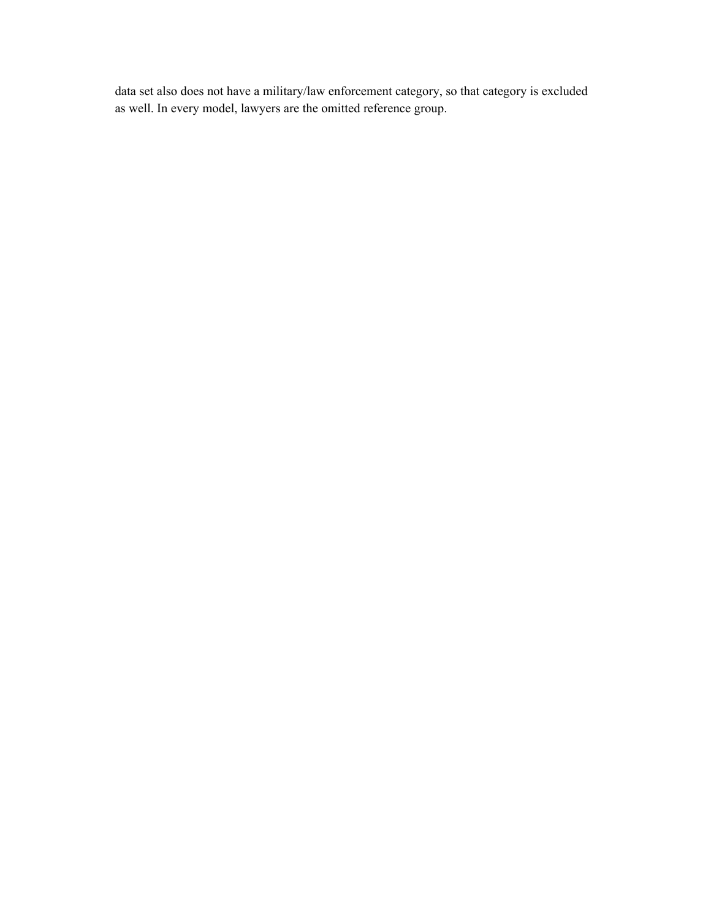data set also does not have a military/law enforcement category, so that category is excluded as well. In every model, lawyers are the omitted reference group.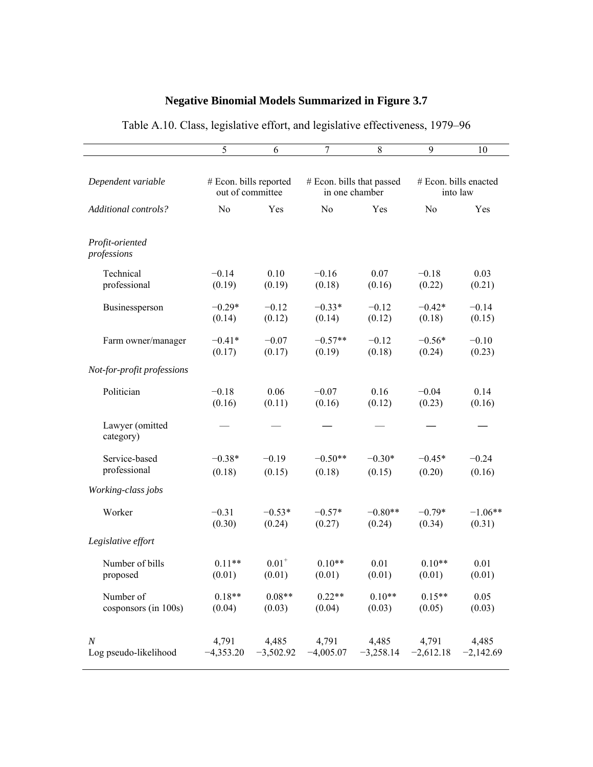## Negative Binomial Models Summarized in Figure 3.7

Table A.10. Class, legislative effort, and legislative effectiveness, 1979–96

| | 5 | 6 | 7 | 8 | 9 | 10 |
|---|---|---|---|---|---|---|
| *Dependent variable* | # Econ. bills reported out of committee | | # Econ. bills that passed in one chamber | | # Econ. bills enacted into law | |
| *Additional controls?* | No | Yes | No | Yes | No | Yes |
| *Profit-oriented professions* | | | | | | |
| Technical professional | −0.14 (0.19) | 0.10 (0.19) | −0.16 (0.18) | 0.07 (0.16) | −0.18 (0.22) | 0.03 (0.21) |
| Businessperson | −0.29* (0.14) | −0.12 (0.12) | −0.33* (0.14) | −0.12 (0.12) | −0.42* (0.18) | −0.14 (0.15) |
| Farm owner/manager | −0.41* (0.17) | −0.07 (0.17) | −0.57** (0.19) | −0.12 (0.18) | −0.56* (0.24) | −0.10 (0.23) |
| *Not-for-profit professions* | | | | | | |
| Politician | −0.18 (0.16) | 0.06 (0.11) | −0.07 (0.16) | 0.16 (0.12) | −0.04 (0.23) | 0.14 (0.16) |
| Lawyer (omitted category) | — | — | — | — | — | — |
| Service-based professional | −0.38* (0.18) | −0.19 (0.15) | −0.50** (0.18) | −0.30* (0.15) | −0.45* (0.20) | −0.24 (0.16) |
| *Working-class jobs* | | | | | | |
| Worker | −0.31 (0.30) | −0.53* (0.24) | −0.57* (0.27) | −0.80** (0.24) | −0.79* (0.34) | −1.06** (0.31) |
| *Legislative effort* | | | | | | |
| Number of bills proposed | 0.11** (0.01) | $0.01^{+}$ (0.01) | 0.10** (0.01) | 0.01 (0.01) | 0.10** (0.01) | 0.01 (0.01) |
| Number of cosponsors (in 100s) | 0.18** (0.04) | 0.08** (0.03) | 0.22** (0.04) | 0.10** (0.03) | 0.15** (0.05) | 0.05 (0.03) |
| *N* | 4,791 | 4,485 | 4,791 | 4,485 | 4,791 | 4,485 |
| Log pseudo-likelihood | −4,353.20 | −3,502.92 | −4,005.07 | −3,258.14 | −2,612.18 | −2,142.69 |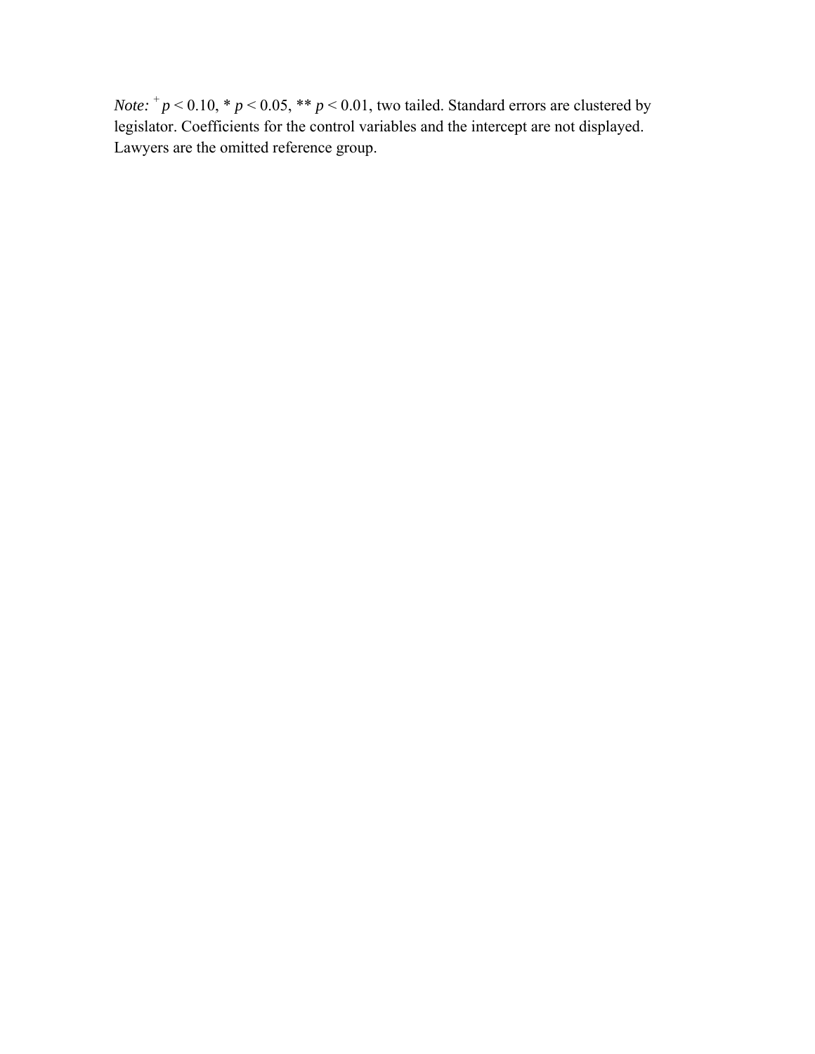*Note:* $^{+}$ $p < 0.10$, * $p < 0.05$, ** $p < 0.01$, two tailed. Standard errors are clustered by legislator. Coefficients for the control variables and the intercept are not displayed. Lawyers are the omitted reference group.